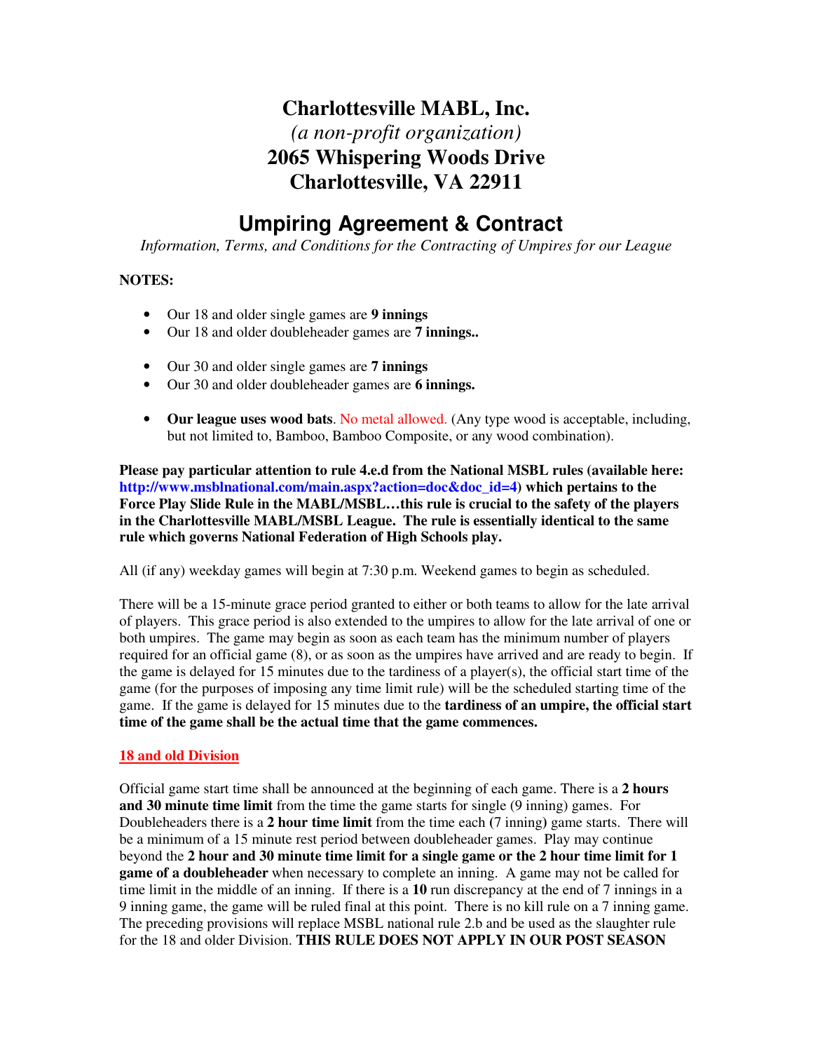# Charlottesville MABL, Inc.

*(a non-profit organization)*

**2065 Whispering Woods Drive**

**Charlottesville, VA 22911**

## Umpiring Agreement & Contract

*Information, Terms, and Conditions for the Contracting of Umpires for our League*

**NOTES:**

- Our 18 and older single games are **9 innings**
- Our 18 and older doubleheader games are **7 innings..**

- Our 30 and older single games are **7 innings**
- Our 30 and older doubleheader games are **6 innings.**

- **Our league uses wood bats**. No metal allowed. (Any type wood is acceptable, including, but not limited to, Bamboo, Bamboo Composite, or any wood combination).

**Please pay particular attention to rule 4.e.d from the National MSBL rules (available here: http://www.msblnational.com/main.aspx?action=doc&doc_id=4) which pertains to the Force Play Slide Rule in the MABL/MSBL…this rule is crucial to the safety of the players in the Charlottesville MABL/MSBL League. The rule is essentially identical to the same rule which governs National Federation of High Schools play.**

All (if any) weekday games will begin at 7:30 p.m. Weekend games to begin as scheduled.

There will be a 15-minute grace period granted to either or both teams to allow for the late arrival of players. This grace period is also extended to the umpires to allow for the late arrival of one or both umpires. The game may begin as soon as each team has the minimum number of players required for an official game (8), or as soon as the umpires have arrived and are ready to begin. If the game is delayed for 15 minutes due to the tardiness of a player(s), the official start time of the game (for the purposes of imposing any time limit rule) will be the scheduled starting time of the game. If the game is delayed for 15 minutes due to the **tardiness of an umpire, the official start time of the game shall be the actual time that the game commences.**

### 18 and old Division

Official game start time shall be announced at the beginning of each game. There is a **2 hours and 30 minute time limit** from the time the game starts for single (9 inning) games. For Doubleheaders there is a **2 hour time limit** from the time each (7 inning) game starts. There will be a minimum of a 15 minute rest period between doubleheader games. Play may continue beyond the **2 hour and 30 minute time limit for a single game or the 2 hour time limit for 1 game of a doubleheader** when necessary to complete an inning. A game may not be called for time limit in the middle of an inning. If there is a **10** run discrepancy at the end of 7 innings in a 9 inning game, the game will be ruled final at this point. There is no kill rule on a 7 inning game. The preceding provisions will replace MSBL national rule 2.b and be used as the slaughter rule for the 18 and older Division. **THIS RULE DOES NOT APPLY IN OUR POST SEASON**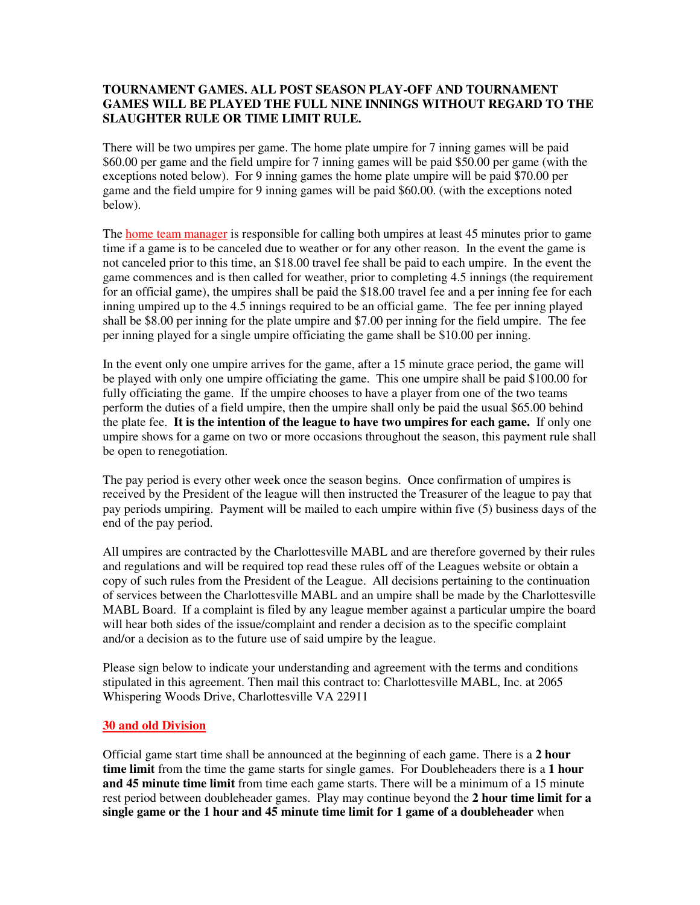**TOURNAMENT GAMES. ALL POST SEASON PLAY-OFF AND TOURNAMENT GAMES WILL BE PLAYED THE FULL NINE INNINGS WITHOUT REGARD TO THE SLAUGHTER RULE OR TIME LIMIT RULE.**

There will be two umpires per game. The home plate umpire for 7 inning games will be paid $60.00 per game and the field umpire for 7 inning games will be paid $50.00 per game (with the exceptions noted below). For 9 inning games the home plate umpire will be paid $70.00 per game and the field umpire for 9 inning games will be paid $60.00. (with the exceptions noted below).

The home team manager is responsible for calling both umpires at least 45 minutes prior to game time if a game is to be canceled due to weather or for any other reason. In the event the game is not canceled prior to this time, an $18.00 travel fee shall be paid to each umpire. In the event the game commences and is then called for weather, prior to completing 4.5 innings (the requirement for an official game), the umpires shall be paid the $18.00 travel fee and a per inning fee for each inning umpired up to the 4.5 innings required to be an official game. The fee per inning played shall be $8.00 per inning for the plate umpire and $7.00 per inning for the field umpire. The fee per inning played for a single umpire officiating the game shall be $10.00 per inning.

In the event only one umpire arrives for the game, after a 15 minute grace period, the game will be played with only one umpire officiating the game. This one umpire shall be paid $100.00 for fully officiating the game. If the umpire chooses to have a player from one of the two teams perform the duties of a field umpire, then the umpire shall only be paid the usual $65.00 behind the plate fee. **It is the intention of the league to have two umpires for each game.** If only one umpire shows for a game on two or more occasions throughout the season, this payment rule shall be open to renegotiation.

The pay period is every other week once the season begins. Once confirmation of umpires is received by the President of the league will then instructed the Treasurer of the league to pay that pay periods umpiring. Payment will be mailed to each umpire within five (5) business days of the end of the pay period.

All umpires are contracted by the Charlottesville MABL and are therefore governed by their rules and regulations and will be required top read these rules off of the Leagues website or obtain a copy of such rules from the President of the League. All decisions pertaining to the continuation of services between the Charlottesville MABL and an umpire shall be made by the Charlottesville MABL Board. If a complaint is filed by any league member against a particular umpire the board will hear both sides of the issue/complaint and render a decision as to the specific complaint and/or a decision as to the future use of said umpire by the league.

Please sign below to indicate your understanding and agreement with the terms and conditions stipulated in this agreement. Then mail this contract to: Charlottesville MABL, Inc. at 2065 Whispering Woods Drive, Charlottesville VA 22911

**30 and old Division**

Official game start time shall be announced at the beginning of each game. There is a **2 hour time limit** from the time the game starts for single games. For Doubleheaders there is a **1 hour and 45 minute time limit** from time each game starts. There will be a minimum of a 15 minute rest period between doubleheader games. Play may continue beyond the **2 hour time limit for a single game or the 1 hour and 45 minute time limit for 1 game of a doubleheader** when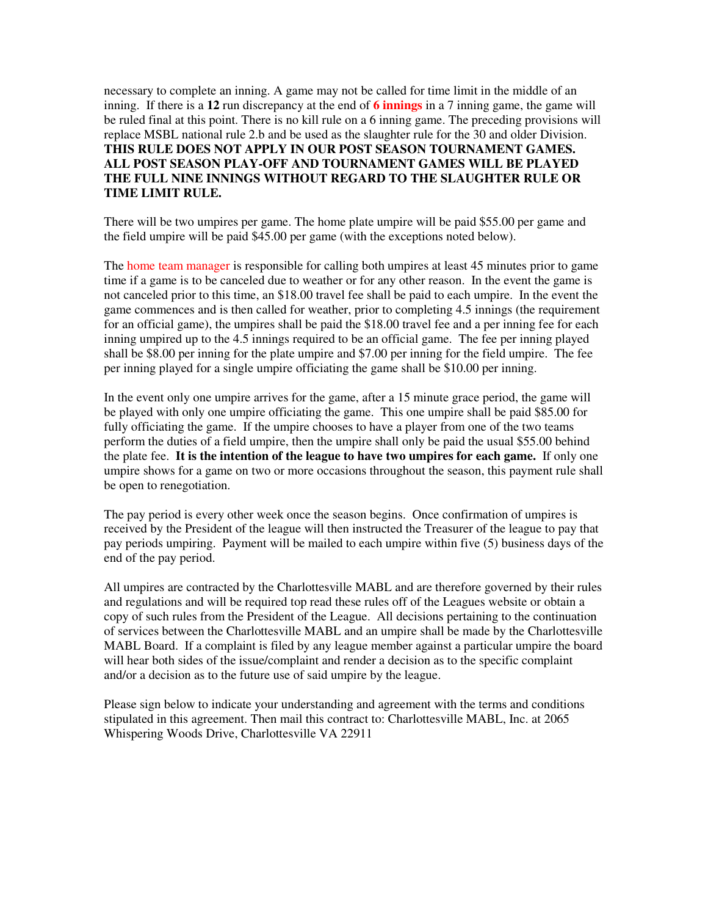necessary to complete an inning. A game may not be called for time limit in the middle of an inning. If there is a **12** run discrepancy at the end of **6 innings** in a 7 inning game, the game will be ruled final at this point. There is no kill rule on a 6 inning game. The preceding provisions will replace MSBL national rule 2.b and be used as the slaughter rule for the 30 and older Division. **THIS RULE DOES NOT APPLY IN OUR POST SEASON TOURNAMENT GAMES. ALL POST SEASON PLAY-OFF AND TOURNAMENT GAMES WILL BE PLAYED THE FULL NINE INNINGS WITHOUT REGARD TO THE SLAUGHTER RULE OR TIME LIMIT RULE.**

There will be two umpires per game. The home plate umpire will be paid $55.00 per game and the field umpire will be paid $45.00 per game (with the exceptions noted below).

The home team manager is responsible for calling both umpires at least 45 minutes prior to game time if a game is to be canceled due to weather or for any other reason. In the event the game is not canceled prior to this time, an $18.00 travel fee shall be paid to each umpire. In the event the game commences and is then called for weather, prior to completing 4.5 innings (the requirement for an official game), the umpires shall be paid the $18.00 travel fee and a per inning fee for each inning umpired up to the 4.5 innings required to be an official game. The fee per inning played shall be $8.00 per inning for the plate umpire and $7.00 per inning for the field umpire. The fee per inning played for a single umpire officiating the game shall be $10.00 per inning.

In the event only one umpire arrives for the game, after a 15 minute grace period, the game will be played with only one umpire officiating the game. This one umpire shall be paid $85.00 for fully officiating the game. If the umpire chooses to have a player from one of the two teams perform the duties of a field umpire, then the umpire shall only be paid the usual $55.00 behind the plate fee. **It is the intention of the league to have two umpires for each game.** If only one umpire shows for a game on two or more occasions throughout the season, this payment rule shall be open to renegotiation.

The pay period is every other week once the season begins. Once confirmation of umpires is received by the President of the league will then instructed the Treasurer of the league to pay that pay periods umpiring. Payment will be mailed to each umpire within five (5) business days of the end of the pay period.

All umpires are contracted by the Charlottesville MABL and are therefore governed by their rules and regulations and will be required top read these rules off of the Leagues website or obtain a copy of such rules from the President of the League. All decisions pertaining to the continuation of services between the Charlottesville MABL and an umpire shall be made by the Charlottesville MABL Board. If a complaint is filed by any league member against a particular umpire the board will hear both sides of the issue/complaint and render a decision as to the specific complaint and/or a decision as to the future use of said umpire by the league.

Please sign below to indicate your understanding and agreement with the terms and conditions stipulated in this agreement. Then mail this contract to: Charlottesville MABL, Inc. at 2065 Whispering Woods Drive, Charlottesville VA 22911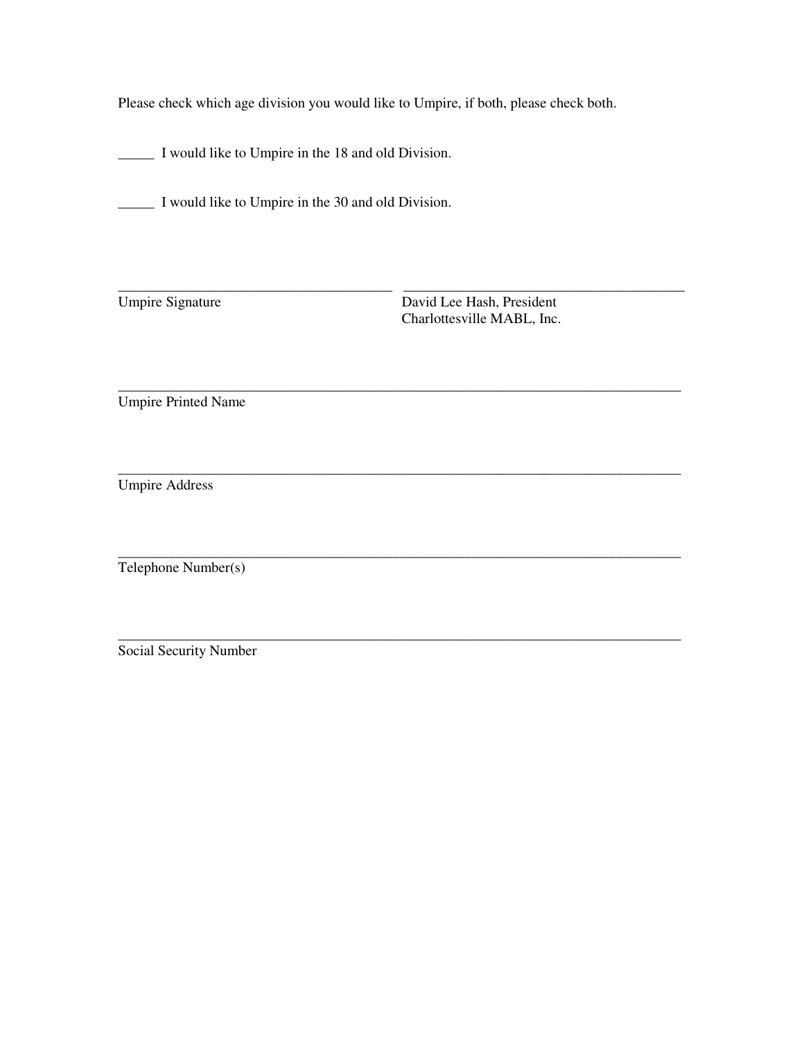Please check which age division you would like to Umpire, if both, please check both.

_____ I would like to Umpire in the 18 and old Division.

_____ I would like to Umpire in the 30 and old Division.

_______________________________________ _______________________________________

Umpire Signature

David Lee Hash, President
Charlottesville MABL, Inc.

_______________________________________________________________________________

Umpire Printed Name

_______________________________________________________________________________

Umpire Address

_______________________________________________________________________________

Telephone Number(s)

_______________________________________________________________________________

Social Security Number